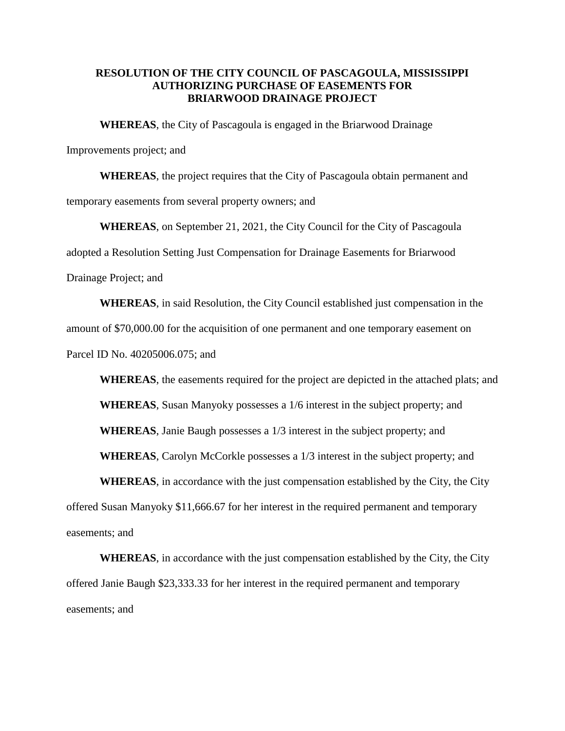# RESOLUTION OF THE CITY COUNCIL OF PASCAGOULA, MISSISSIPPI AUTHORIZING PURCHASE OF EASEMENTS FOR BRIARWOOD DRAINAGE PROJECT

**WHEREAS**, the City of Pascagoula is engaged in the Briarwood Drainage Improvements project; and

**WHEREAS**, the project requires that the City of Pascagoula obtain permanent and temporary easements from several property owners; and

**WHEREAS**, on September 21, 2021, the City Council for the City of Pascagoula adopted a Resolution Setting Just Compensation for Drainage Easements for Briarwood Drainage Project; and

**WHEREAS**, in said Resolution, the City Council established just compensation in the amount of $70,000.00 for the acquisition of one permanent and one temporary easement on Parcel ID No. 40205006.075; and

**WHEREAS**, the easements required for the project are depicted in the attached plats; and

**WHEREAS**, Susan Manyoky possesses a 1/6 interest in the subject property; and

**WHEREAS**, Janie Baugh possesses a 1/3 interest in the subject property; and

**WHEREAS**, Carolyn McCorkle possesses a 1/3 interest in the subject property; and

**WHEREAS**, in accordance with the just compensation established by the City, the City offered Susan Manyoky $11,666.67 for her interest in the required permanent and temporary easements; and

**WHEREAS**, in accordance with the just compensation established by the City, the City offered Janie Baugh $23,333.33 for her interest in the required permanent and temporary easements; and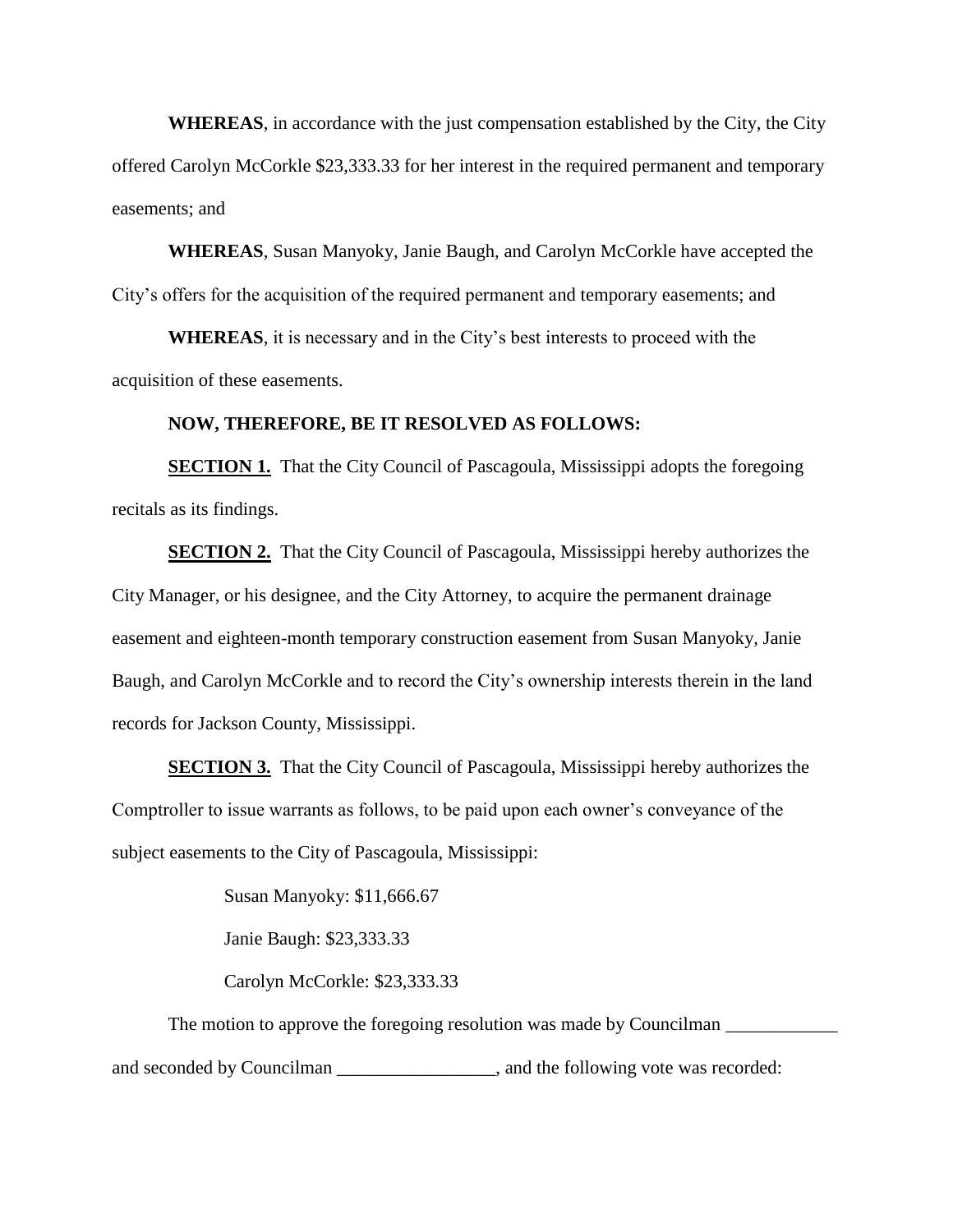**WHEREAS**, in accordance with the just compensation established by the City, the City offered Carolyn McCorkle $23,333.33 for her interest in the required permanent and temporary easements; and

**WHEREAS**, Susan Manyoky, Janie Baugh, and Carolyn McCorkle have accepted the City's offers for the acquisition of the required permanent and temporary easements; and

**WHEREAS**, it is necessary and in the City's best interests to proceed with the acquisition of these easements.

**NOW, THEREFORE, BE IT RESOLVED AS FOLLOWS:**

**SECTION 1.** That the City Council of Pascagoula, Mississippi adopts the foregoing recitals as its findings.

**SECTION 2.** That the City Council of Pascagoula, Mississippi hereby authorizes the City Manager, or his designee, and the City Attorney, to acquire the permanent drainage easement and eighteen-month temporary construction easement from Susan Manyoky, Janie Baugh, and Carolyn McCorkle and to record the City's ownership interests therein in the land records for Jackson County, Mississippi.

**SECTION 3.** That the City Council of Pascagoula, Mississippi hereby authorizes the Comptroller to issue warrants as follows, to be paid upon each owner's conveyance of the subject easements to the City of Pascagoula, Mississippi:

Susan Manyoky: $11,666.67

Janie Baugh: $23,333.33

Carolyn McCorkle: $23,333.33

The motion to approve the foregoing resolution was made by Councilman ____________ and seconded by Councilman _________________, and the following vote was recorded: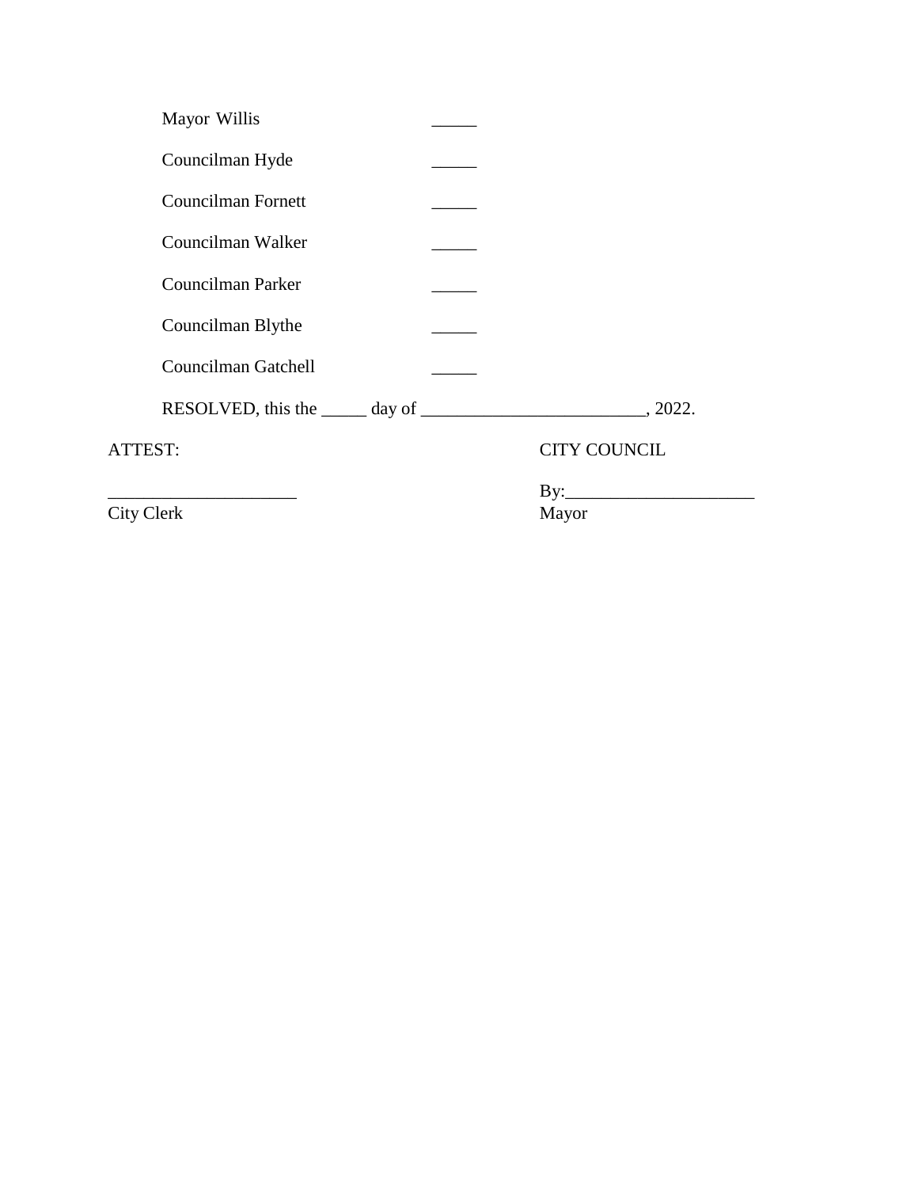Mayor Willis _____

Councilman Hyde _____

Councilman Fornett _____

Councilman Walker _____

Councilman Parker _____

Councilman Blythe _____

Councilman Gatchell _____

RESOLVED, this the _____ day of _________________________, 2022.

ATTEST:

____________________
City Clerk

CITY COUNCIL

By:____________________
Mayor